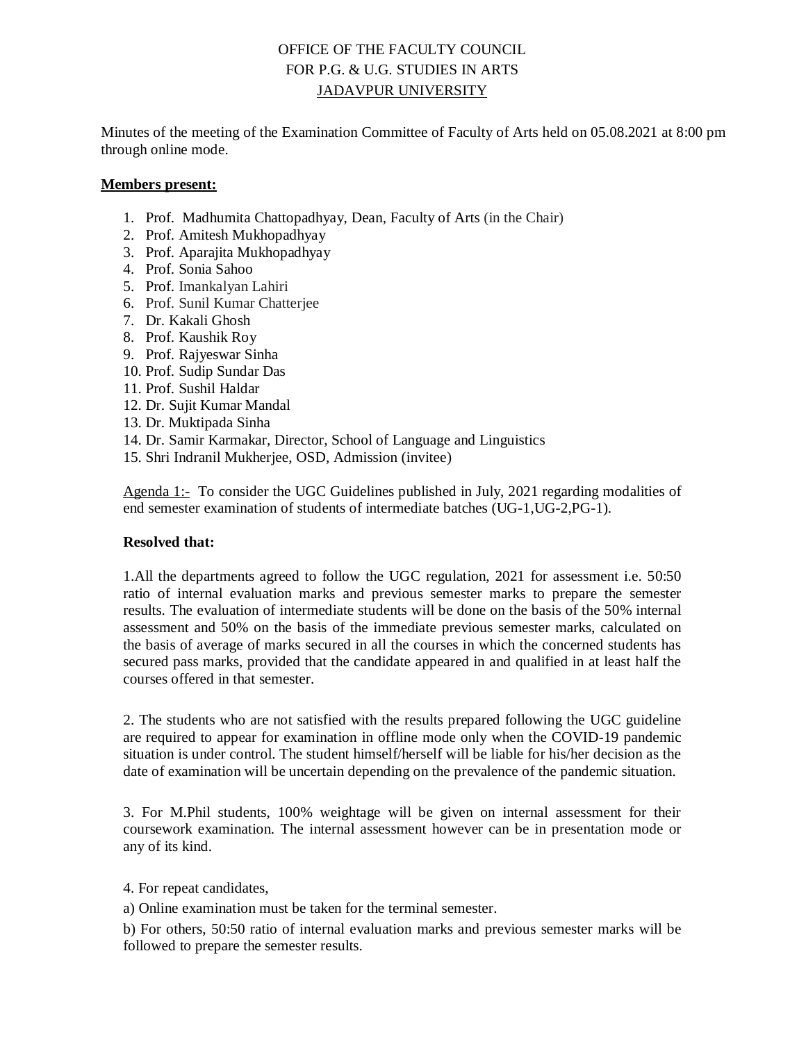OFFICE OF THE FACULTY COUNCIL
FOR P.G. & U.G. STUDIES IN ARTS
JADAVPUR UNIVERSITY

Minutes of the meeting of the Examination Committee of Faculty of Arts held on 05.08.2021 at 8:00 pm through online mode.

**Members present:**

1. Prof. Madhumita Chattopadhyay, Dean, Faculty of Arts (in the Chair)
2. Prof. Amitesh Mukhopadhyay
3. Prof. Aparajita Mukhopadhyay
4. Prof. Sonia Sahoo
5. Prof. Imankalyan Lahiri
6. Prof. Sunil Kumar Chatterjee
7. Dr. Kakali Ghosh
8. Prof. Kaushik Roy
9. Prof. Rajyeswar Sinha
10. Prof. Sudip Sundar Das
11. Prof. Sushil Haldar
12. Dr. Sujit Kumar Mandal
13. Dr. Muktipada Sinha
14. Dr. Samir Karmakar, Director, School of Language and Linguistics
15. Shri Indranil Mukherjee, OSD, Admission (invitee)

Agenda 1:- To consider the UGC Guidelines published in July, 2021 regarding modalities of end semester examination of students of intermediate batches (UG-1,UG-2,PG-1).

**Resolved that:**

1.All the departments agreed to follow the UGC regulation, 2021 for assessment i.e. 50:50 ratio of internal evaluation marks and previous semester marks to prepare the semester results. The evaluation of intermediate students will be done on the basis of the 50% internal assessment and 50% on the basis of the immediate previous semester marks, calculated on the basis of average of marks secured in all the courses in which the concerned students has secured pass marks, provided that the candidate appeared in and qualified in at least half the courses offered in that semester.

2. The students who are not satisfied with the results prepared following the UGC guideline are required to appear for examination in offline mode only when the COVID-19 pandemic situation is under control. The student himself/herself will be liable for his/her decision as the date of examination will be uncertain depending on the prevalence of the pandemic situation.

3. For M.Phil students, 100% weightage will be given on internal assessment for their coursework examination. The internal assessment however can be in presentation mode or any of its kind.

4. For repeat candidates,

a) Online examination must be taken for the terminal semester.

b) For others, 50:50 ratio of internal evaluation marks and previous semester marks will be followed to prepare the semester results.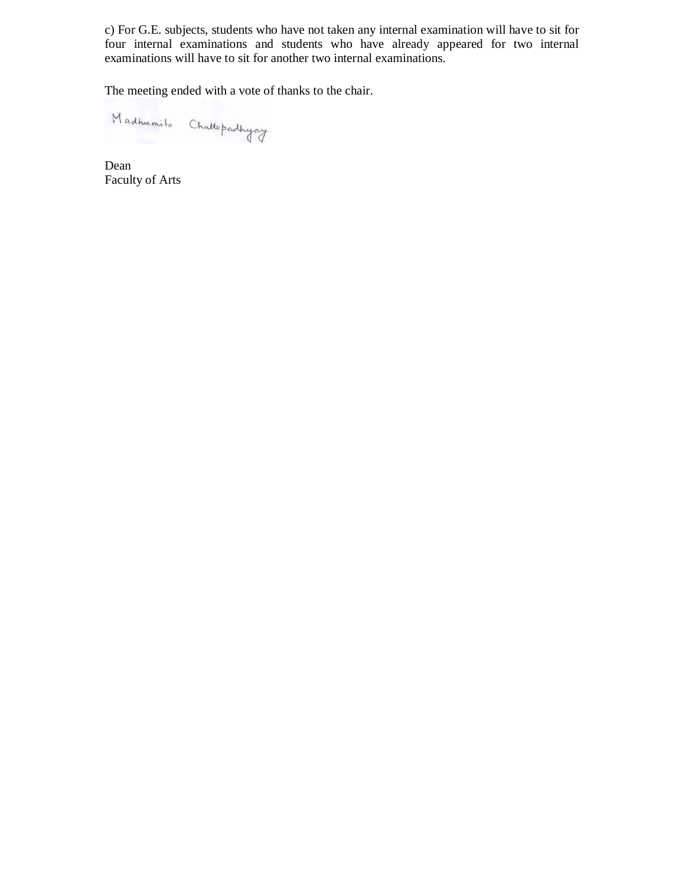c) For G.E. subjects, students who have not taken any internal examination will have to sit for four internal examinations and students who have already appeared for two internal examinations will have to sit for another two internal examinations.

The meeting ended with a vote of thanks to the chair.

Madhumita Chattopadhyay

Dean
Faculty of Arts